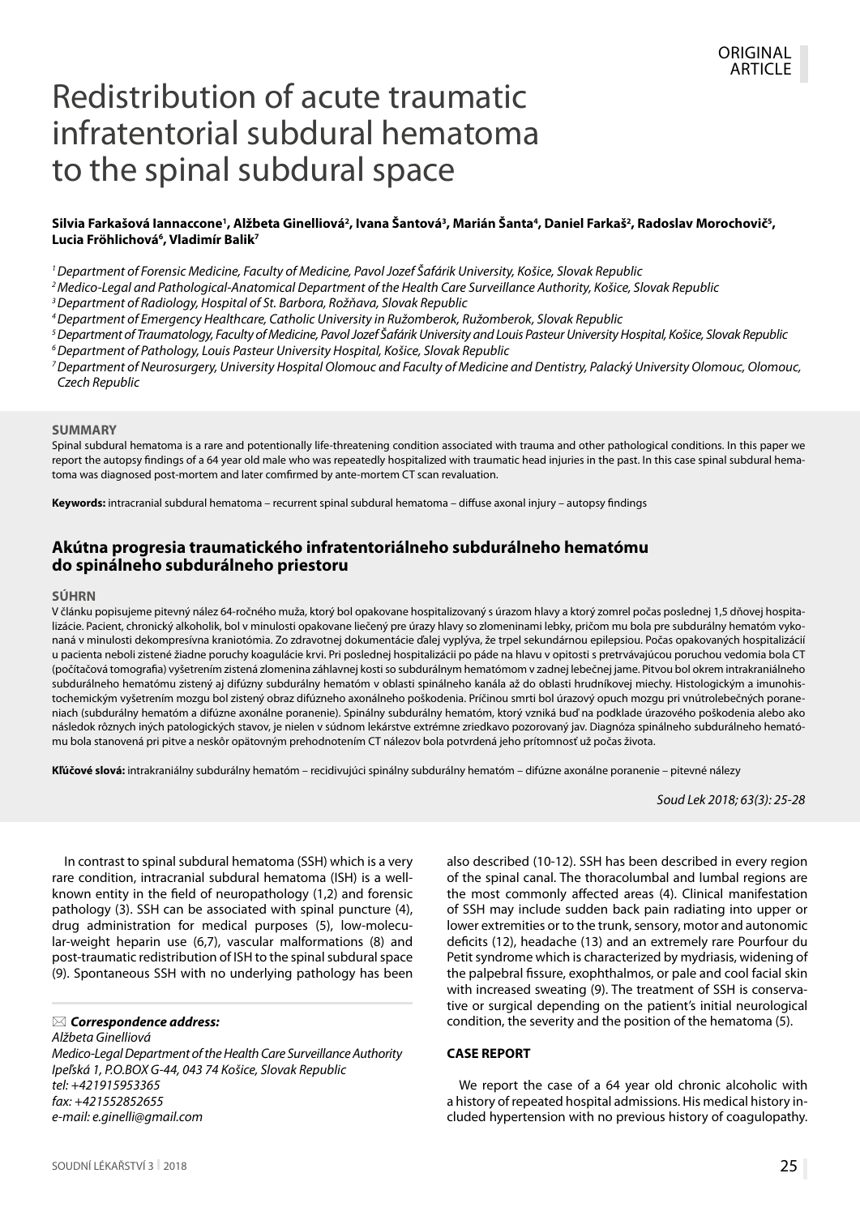ORIGINAL ARTICLE

# Redistribution of acute traumatic infratentorial subdural hematoma to the spinal subdural space

**Silvia Farkašová Iannaccone[1], Alžbeta Ginelliová[2], Ivana Šantová[3], Marián Šanta[4], Daniel Farkaš[2], Radoslav Morochovič[5], Lucia Fröhlichová[6], Vladimír Balik[7]**

*[1] Department of Forensic Medicine, Faculty of Medicine, Pavol Jozef Šafárik University, Košice, Slovak Republic*
*[2] Medico-Legal and Pathological-Anatomical Department of the Health Care Surveillance Authority, Košice, Slovak Republic*
*[3] Department of Radiology, Hospital of St. Barbora, Rožňava, Slovak Republic*
*[4] Department of Emergency Healthcare, Catholic University in Ružomberok, Ružomberok, Slovak Republic*
*[5] Department of Traumatology, Faculty of Medicine, Pavol Jozef Šafárik University and Louis Pasteur University Hospital, Košice, Slovak Republic*
*[6] Department of Pathology, Louis Pasteur University Hospital, Košice, Slovak Republic*
*[7] Department of Neurosurgery, University Hospital Olomouc and Faculty of Medicine and Dentistry, Palacký University Olomouc, Olomouc, Czech Republic*

## SUMMARY

Spinal subdural hematoma is a rare and potentially life-threatening condition associated with trauma and other pathological conditions. In this paper we report the autopsy findings of a 64 year old male who was repeatedly hospitalized with traumatic head injuries in the past. In this case spinal subdural hematoma was diagnosed post-mortem and later confirmed by ante-mortem CT scan revaluation.

**Keywords:** intracranial subdural hematoma – recurrent spinal subdural hematoma – diffuse axonal injury – autopsy findings

## Akútna progresia traumatického infratentoriálneho subdurálneho hematómu do spinálneho subdurálneho priestoru

## SÚHRN

V článku popisujeme pitevný nález 64-ročného muža, ktorý bol opakovane hospitalizovaný s úrazom hlavy a ktorý zomrel počas poslednej 1,5 dňovej hospitalizácie. Pacient, chronický alkoholik, bol v minulosti opakovane liečený pre úrazy hlavy so zlomeninami lebky, pričom mu bola pre subdurálny hematóm vykonaná v minulosti dekompresívna kraniotómia. Zo zdravotnej dokumentácie ďalej vyplýva, že trpel sekundárnou epilepsiou. Počas opakovaných hospitalizácií u pacienta neboli zistené žiadne poruchy koagulácie krvi. Pri poslednej hospitalizácii po páde na hlavu v opitosti s pretrvávajúcou poruchou vedomia bola CT (počítačová tomografia) vyšetrením zistená zlomenina záhlavnej kosti so subdurálnym hematómom v zadnej lebečnej jame. Pitvou bol okrem intrakraniálneho subdurálneho hematómu zistený aj difúzny subdurálny hematóm v oblasti spinálneho kanála až do oblasti hrudníkovej miechy. Histologickým a imunohistochemickým vyšetrením mozgu bol zistený obraz difúzneho axonálneho poškodenia. Príčinou smrti bol úrazový opuch mozgu pri vnútrolebečných poraneniach (subdurálny hematóm a difúzne axonálne poranenie). Spinálny subdurálny hematóm, ktorý vzniká buď na podklade úrazového poškodenia alebo ako následok rôznych iných patologických stavov, je nielen v súdnom lekárstve extrémne zriedkavo pozorovaný jav. Diagnóza spinálneho subdurálneho hematómu bola stanovená pri pitve a neskôr opätovným prehodnotením CT nálezov bola potvrdená jeho prítomnosť už počas života.

**Kľúčové slová:** intrakraniálny subdurálny hematóm – recidivujúci spinálny subdurálny hematóm – difúzne axonálne poranenie – pitevné nálezy

In contrast to spinal subdural hematoma (SSH) which is a very rare condition, intracranial subdural hematoma (ISH) is a well-known entity in the field of neuropathology (1,2) and forensic pathology (3). SSH can be associated with spinal puncture (4), drug administration for medical purposes (5), low-molecular-weight heparin use (6,7), vascular malformations (8) and post-traumatic redistribution of ISH to the spinal subdural space (9). Spontaneous SSH with no underlying pathology has been also described (10-12). SSH has been described in every region of the spinal canal. The thoracolumbal and lumbal regions are the most commonly affected areas (4). Clinical manifestation of SSH may include sudden back pain radiating into upper or lower extremities or to the trunk, sensory, motor and autonomic deficits (12), headache (13) and an extremely rare Pourfour du Petit syndrome which is characterized by mydriasis, widening of the palpebral fissure, exophthalmos, or pale and cool facial skin with increased sweating (9). The treatment of SSH is conservative or surgical depending on the patient's initial neurological condition, the severity and the position of the hematoma (5).

## CASE REPORT

We report the case of a 64 year old chronic alcoholic with a history of repeated hospital admissions. His medical history included hypertension with no previous history of coagulopathy.

✉ ***Correspondence address:***
*Alžbeta Ginelliová*
*Medico-Legal Department of the Health Care Surveillance Authority*
*Ipeľská 1, P.O.BOX G-44, 043 74 Košice, Slovak Republic*
*tel: +421915953365*
*fax: +421552852655*
*e-mail: e.ginelli@gmail.com*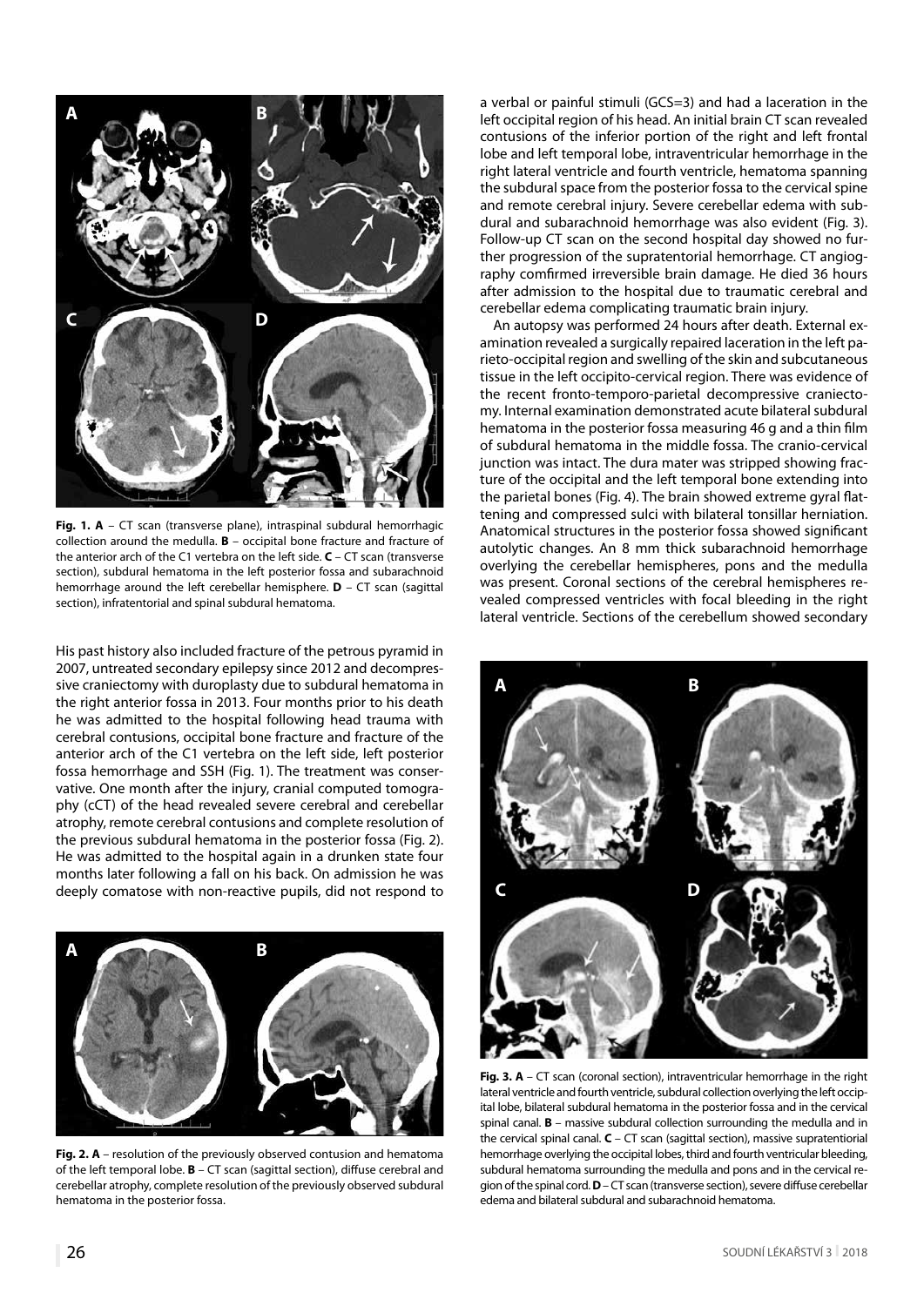**Fig. 1. A** – CT scan (transverse plane), intraspinal subdural hemorrhagic collection around the medulla. **B** – occipital bone fracture and fracture of the anterior arch of the C1 vertebra on the left side. **C** – CT scan (transverse section), subdural hematoma in the left posterior fossa and subarachnoid hemorrhage around the left cerebellar hemisphere. **D** – CT scan (sagittal section), infratentorial and spinal subdural hematoma.

His past history also included fracture of the petrous pyramid in 2007, untreated secondary epilepsy since 2012 and decompressive craniectomy with duroplasty due to subdural hematoma in the right anterior fossa in 2013. Four months prior to his death he was admitted to the hospital following head trauma with cerebral contusions, occipital bone fracture and fracture of the anterior arch of the C1 vertebra on the left side, left posterior fossa hemorrhage and SSH (Fig. 1). The treatment was conservative. One month after the injury, cranial computed tomography (cCT) of the head revealed severe cerebral and cerebellar atrophy, remote cerebral contusions and complete resolution of the previous subdural hematoma in the posterior fossa (Fig. 2). He was admitted to the hospital again in a drunken state four months later following a fall on his back. On admission he was deeply comatose with non-reactive pupils, did not respond to a verbal or painful stimuli (GCS=3) and had a laceration in the left occipital region of his head. An initial brain CT scan revealed contusions of the inferior portion of the right and left frontal lobe and left temporal lobe, intraventricular hemorrhage in the right lateral ventricle and fourth ventricle, hematoma spanning the subdural space from the posterior fossa to the cervical spine and remote cerebral injury. Severe cerebellar edema with subdural and subarachnoid hemorrhage was also evident (Fig. 3). Follow-up CT scan on the second hospital day showed no further progression of the supratentorial hemorrhage. CT angiography comfirmed irreversible brain damage. He died 36 hours after admission to the hospital due to traumatic cerebral and cerebellar edema complicating traumatic brain injury.

**Fig. 2. A** – resolution of the previously observed contusion and hematoma of the left temporal lobe. **B** – CT scan (sagittal section), diffuse cerebral and cerebellar atrophy, complete resolution of the previously observed subdural hematoma in the posterior fossa.

An autopsy was performed 24 hours after death. External examination revealed a surgically repaired laceration in the left parieto-occipital region and swelling of the skin and subcutaneous tissue in the left occipito-cervical region. There was evidence of the recent fronto-temporo-parietal decompressive craniectomy. Internal examination demonstrated acute bilateral subdural hematoma in the posterior fossa measuring 46 g and a thin film of subdural hematoma in the middle fossa. The cranio-cervical junction was intact. The dura mater was stripped showing fracture of the occipital and the left temporal bone extending into the parietal bones (Fig. 4). The brain showed extreme gyral flattening and compressed sulci with bilateral tonsillar herniation. Anatomical structures in the posterior fossa showed significant autolytic changes. An 8 mm thick subarachnoid hemorrhage overlying the cerebellar hemispheres, pons and the medulla was present. Coronal sections of the cerebral hemispheres revealed compressed ventricles with focal bleeding in the right lateral ventricle. Sections of the cerebellum showed secondary

**Fig. 3. A** – CT scan (coronal section), intraventricular hemorrhage in the right lateral ventricle and fourth ventricle, subdural collection overlying the left occipital lobe, bilateral subdural hematoma in the posterior fossa and in the cervical spinal canal. **B** – massive subdural collection surrounding the medulla and in the cervical spinal canal. **C** – CT scan (sagittal section), massive supratentiorial hemorrhage overlying the occipital lobes, third and fourth ventricular bleeding, subdural hematoma surrounding the medulla and pons and in the cervical region of the spinal cord. **D** – CT scan (transverse section), severe diffuse cerebellar edema and bilateral subdural and subarachnoid hematoma.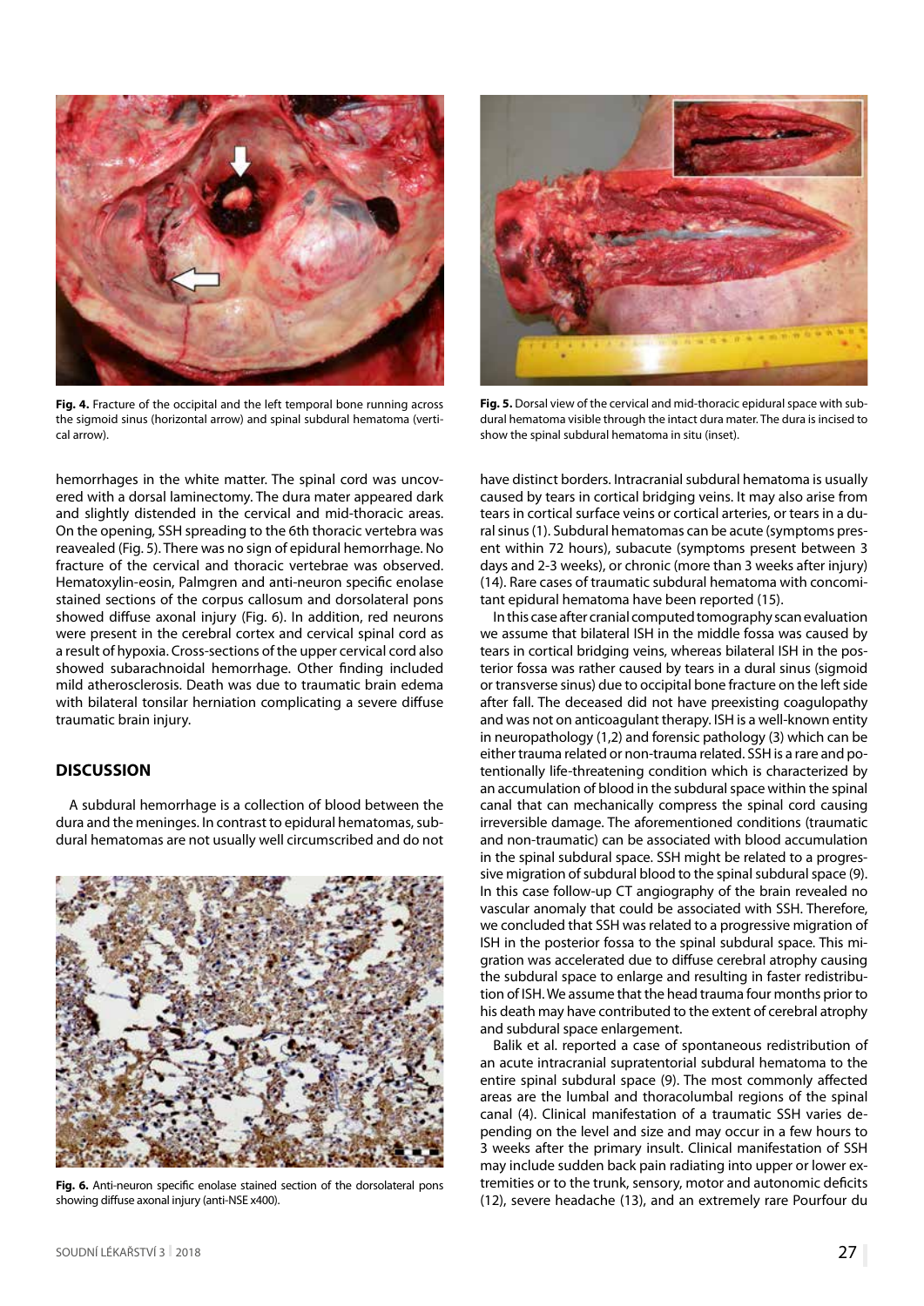Fig. 4. Fracture of the occipital and the left temporal bone running across the sigmoid sinus (horizontal arrow) and spinal subdural hematoma (vertical arrow).

Fig. 5. Dorsal view of the cervical and mid-thoracic epidural space with subdural hematoma visible through the intact dura mater. The dura is incised to show the spinal subdural hematoma in situ (inset).

hemorrhages in the white matter. The spinal cord was uncovered with a dorsal laminectomy. The dura mater appeared dark and slightly distended in the cervical and mid-thoracic areas. On the opening, SSH spreading to the 6th thoracic vertebra was reavealed (Fig. 5). There was no sign of epidural hemorrhage. No fracture of the cervical and thoracic vertebrae was observed. Hematoxylin-eosin, Palmgren and anti-neuron specific enolase stained sections of the corpus callosum and dorsolateral pons showed diffuse axonal injury (Fig. 6). In addition, red neurons were present in the cerebral cortex and cervical spinal cord as a result of hypoxia. Cross-sections of the upper cervical cord also showed subarachnoidal hemorrhage. Other finding included mild atherosclerosis. Death was due to traumatic brain edema with bilateral tonsilar herniation complicating a severe diffuse traumatic brain injury.

## DISCUSSION

A subdural hemorrhage is a collection of blood between the dura and the meninges. In contrast to epidural hematomas, subdural hematomas are not usually well circumscribed and do not have distinct borders. Intracranial subdural hematoma is usually caused by tears in cortical bridging veins. It may also arise from tears in cortical surface veins or cortical arteries, or tears in a dural sinus (1). Subdural hematomas can be acute (symptoms present within 72 hours), subacute (symptoms present between 3 days and 2-3 weeks), or chronic (more than 3 weeks after injury) (14). Rare cases of traumatic subdural hematoma with concomitant epidural hematoma have been reported (15).

In this case after cranial computed tomography scan evaluation we assume that bilateral ISH in the middle fossa was caused by tears in cortical bridging veins, whereas bilateral ISH in the posterior fossa was rather caused by tears in a dural sinus (sigmoid or transverse sinus) due to occipital bone fracture on the left side after fall. The deceased did not have preexisting coagulopathy and was not on anticoagulant therapy. ISH is a well-known entity in neuropathology (1,2) and forensic pathology (3) which can be either trauma related or non-trauma related. SSH is a rare and potentionally life-threatening condition which is characterized by an accumulation of blood in the subdural space within the spinal canal that can mechanically compress the spinal cord causing irreversible damage. The aforementioned conditions (traumatic and non-traumatic) can be associated with blood accumulation in the spinal subdural space. SSH might be related to a progressive migration of subdural blood to the spinal subdural space (9). In this case follow-up CT angiography of the brain revealed no vascular anomaly that could be associated with SSH. Therefore, we concluded that SSH was related to a progressive migration of ISH in the posterior fossa to the spinal subdural space. This migration was accelerated due to diffuse cerebral atrophy causing the subdural space to enlarge and resulting in faster redistribution of ISH. We assume that the head trauma four months prior to his death may have contributed to the extent of cerebral atrophy and subdural space enlargement.

Balik et al. reported a case of spontaneous redistribution of an acute intracranial supratentorial subdural hematoma to the entire spinal subdural space (9). The most commonly affected areas are the lumbal and thoracolumbal regions of the spinal canal (4). Clinical manifestation of a traumatic SSH varies depending on the level and size and may occur in a few hours to 3 weeks after the primary insult. Clinical manifestation of SSH may include sudden back pain radiating into upper or lower extremities or to the trunk, sensory, motor and autonomic deficits (12), severe headache (13), and an extremely rare Pourfour du

Fig. 6. Anti-neuron specific enolase stained section of the dorsolateral pons showing diffuse axonal injury (anti-NSE x400).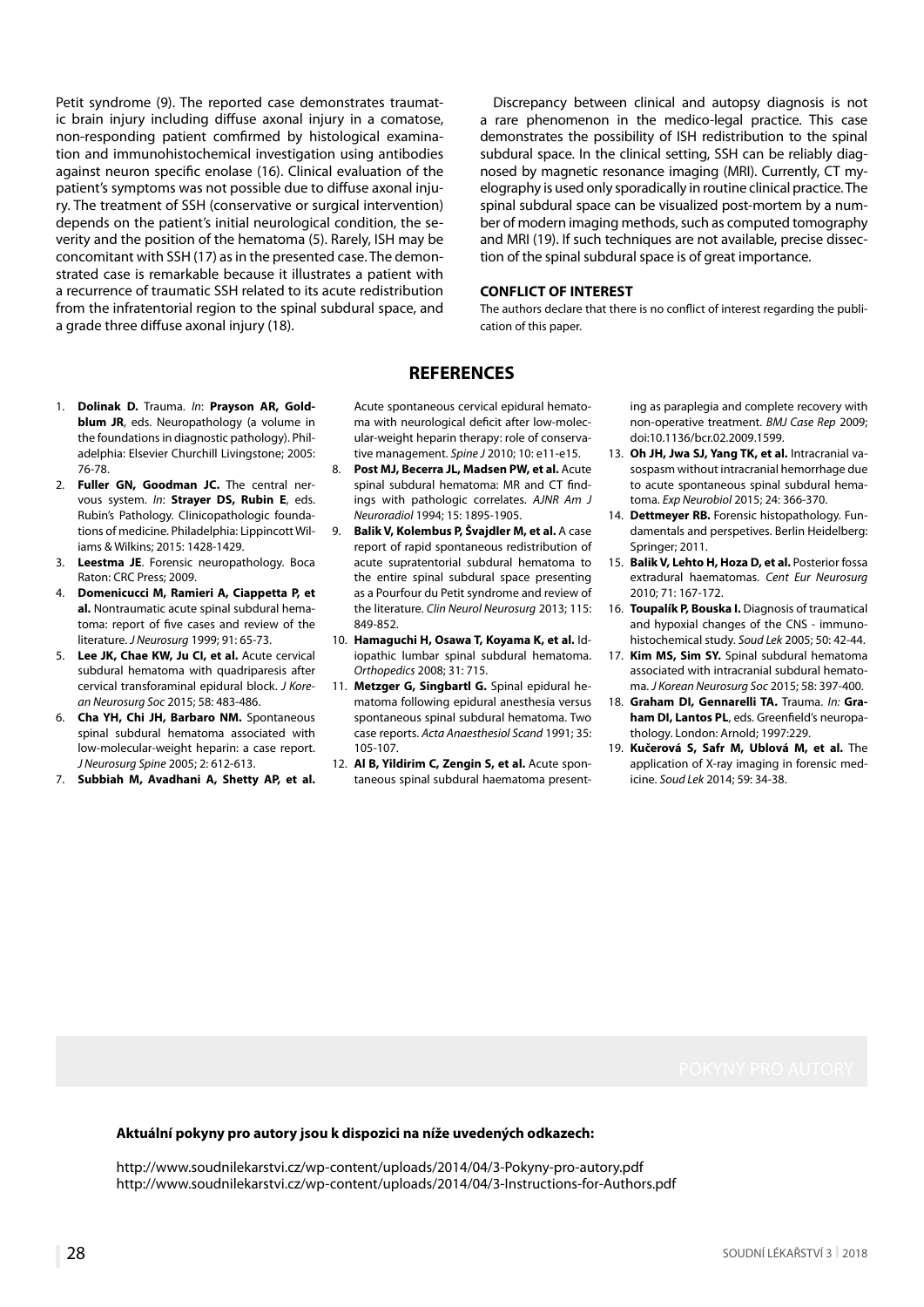Petit syndrome (9). The reported case demonstrates traumatic brain injury including diffuse axonal injury in a comatose, non-responding patient comfirmed by histological examination and immunohistochemical investigation using antibodies against neuron specific enolase (16). Clinical evaluation of the patient's symptoms was not possible due to diffuse axonal injury. The treatment of SSH (conservative or surgical intervention) depends on the patient's initial neurological condition, the severity and the position of the hematoma (5). Rarely, ISH may be concomitant with SSH (17) as in the presented case. The demonstrated case is remarkable because it illustrates a patient with a recurrence of traumatic SSH related to its acute redistribution from the infratentorial region to the spinal subdural space, and a grade three diffuse axonal injury (18).

Discrepancy between clinical and autopsy diagnosis is not a rare phenomenon in the medico-legal practice. This case demonstrates the possibility of ISH redistribution to the spinal subdural space. In the clinical setting, SSH can be reliably diagnosed by magnetic resonance imaging (MRI). Currently, CT myelography is used only sporadically in routine clinical practice. The spinal subdural space can be visualized post-mortem by a number of modern imaging methods, such as computed tomography and MRI (19). If such techniques are not available, precise dissection of the spinal subdural space is of great importance.

### CONFLICT OF INTEREST

The authors declare that there is no conflict of interest regarding the publication of this paper.

## REFERENCES

1. **Dolinak D.** Trauma. *In*: **Prayson AR, Goldblum JR**, eds. Neuropathology (a volume in the foundations in diagnostic pathology). Philadelphia: Elsevier Churchill Livingstone; 2005: 76-78.
2. **Fuller GN, Goodman JC.** The central nervous system. *In*: **Strayer DS, Rubin E**, eds. Rubin's Pathology. Clinicopathologic foundations of medicine. Philadelphia: Lippincott Wiliams & Wilkins; 2015: 1428-1429.
3. **Leestma JE**. Forensic neuropathology. Boca Raton: CRC Press; 2009.
4. **Domenicucci M, Ramieri A, Ciappetta P, et al.** Nontraumatic acute spinal subdural hematoma: report of five cases and review of the literature. *J Neurosurg* 1999; 91: 65-73.
5. **Lee JK, Chae KW, Ju CI, et al.** Acute cervical subdural hematoma with quadriparesis after cervical transforaminal epidural block. *J Korean Neurosurg Soc* 2015; 58: 483-486.
6. **Cha YH, Chi JH, Barbaro NM.** Spontaneous spinal subdural hematoma associated with low-molecular-weight heparin: a case report. *J Neurosurg Spine* 2005; 2: 612-613.
7. **Subbiah M, Avadhani A, Shetty AP, et al.** Acute spontaneous cervical epidural hematoma with neurological deficit after low-molecular-weight heparin therapy: role of conservative management. *Spine J* 2010; 10: e11-e15.
8. **Post MJ, Becerra JL, Madsen PW, et al.** Acute spinal subdural hematoma: MR and CT findings with pathologic correlates. *AJNR Am J Neuroradiol* 1994; 15: 1895-1905.
9. **Balik V, Kolembus P, Švajdler M, et al.** A case report of rapid spontaneous redistribution of acute supratentorial subdural hematoma to the entire spinal subdural space presenting as a Pourfour du Petit syndrome and review of the literature. *Clin Neurol Neurosurg* 2013; 115: 849-852.
10. **Hamaguchi H, Osawa T, Koyama K, et al.** Idiopathic lumbar spinal subdural hematoma. *Orthopedics* 2008; 31: 715.
11. **Metzger G, Singbartl G.** Spinal epidural hematoma following epidural anesthesia versus spontaneous spinal subdural hematoma. Two case reports. *Acta Anaesthesiol Scand* 1991; 35: 105-107.
12. **Al B, Yildirim C, Zengin S, et al.** Acute spontaneous spinal subdural haematoma presenting as paraplegia and complete recovery with non-operative treatment. *BMJ Case Rep* 2009; doi:10.1136/bcr.02.2009.1599.
13. **Oh JH, Jwa SJ, Yang TK, et al.** Intracranial vasospasm without intracranial hemorrhage due to acute spontaneous spinal subdural hematoma. *Exp Neurobiol* 2015; 24: 366-370.
14. **Dettmeyer RB.** Forensic histopathology. Fundamentals and perspetives. Berlin Heidelberg: Springer; 2011.
15. **Balik V, Lehto H, Hoza D, et al.** Posterior fossa extradural haematomas. *Cent Eur Neurosurg* 2010; 71: 167-172.
16. **Toupalík P, Bouska I.** Diagnosis of traumatical and hypoxial changes of the CNS - immunohistochemical study. *Soud Lek* 2005; 50: 42-44.
17. **Kim MS, Sim SY.** Spinal subdural hematoma associated with intracranial subdural hematoma. *J Korean Neurosurg Soc* 2015; 58: 397-400.
18. **Graham DI, Gennarelli TA.** Trauma. *In:* **Graham DI, Lantos PL**, eds. Greenfield's neuropathology. London: Arnold; 1997:229.
19. **Kučerová S, Safr M, Ublová M, et al.** The application of X-ray imaging in forensic medicine. *Soud Lek* 2014; 59: 34-38.

## POKYNY PRO AUTORY

**Aktuální pokyny pro autory jsou k dispozici na níže uvedených odkazech:**

http://www.soudnilekarstvi.cz/wp-content/uploads/2014/04/3-Pokyny-pro-autory.pdf
http://www.soudnilekarstvi.cz/wp-content/uploads/2014/04/3-Instructions-for-Authors.pdf